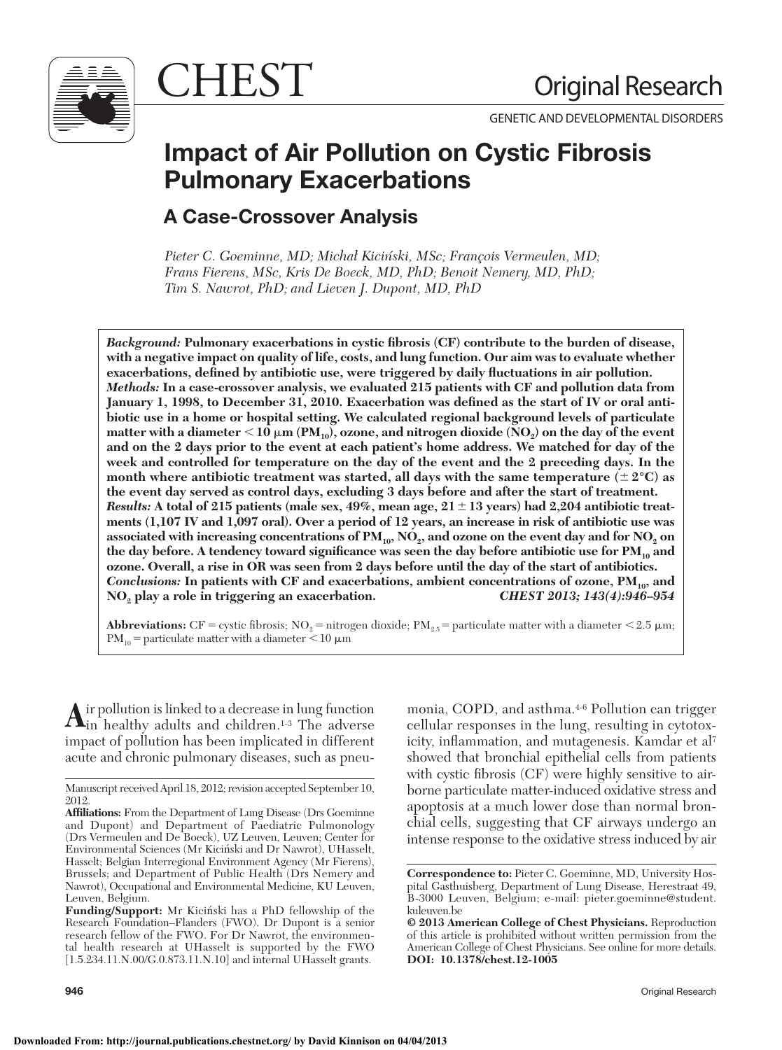CHEST

Original Research

GENETIC AND DEVELOPMENTAL DISORDERS

# Impact of Air Pollution on Cystic Fibrosis Pulmonary Exacerbations

## A Case-Crossover Analysis

*Pieter C. Goeminne, MD; Michał Kiciński, MSc; François Vermeulen, MD; Frans Fierens, MSc, Kris De Boeck, MD, PhD; Benoit Nemery, MD, PhD; Tim S. Nawrot, PhD; and Lieven J. Dupont, MD, PhD*

***Background:*** **Pulmonary exacerbations in cystic fibrosis (CF) contribute to the burden of disease, with a negative impact on quality of life, costs, and lung function. Our aim was to evaluate whether exacerbations, defined by antibiotic use, were triggered by daily fluctuations in air pollution.**

***Methods:*** **In a case-crossover analysis, we evaluated 215 patients with CF and pollution data from January 1, 1998, to December 31, 2010. Exacerbation was defined as the start of IV or oral antibiotic use in a home or hospital setting. We calculated regional background levels of particulate matter with a diameter < 10 μm ($PM_{10}$), ozone, and nitrogen dioxide ($NO_2$) on the day of the event and on the 2 days prior to the event at each patient's home address. We matched for day of the week and controlled for temperature on the day of the event and the 2 preceding days. In the month where antibiotic treatment was started, all days with the same temperature (± 2°C) as the event day served as control days, excluding 3 days before and after the start of treatment.**

***Results:*** **A total of 215 patients (male sex, 49%, mean age, 21 ± 13 years) had 2,204 antibiotic treatments (1,107 IV and 1,097 oral). Over a period of 12 years, an increase in risk of antibiotic use was associated with increasing concentrations of $PM_{10}$, $NO_2$, and ozone on the event day and for $NO_2$ on the day before. A tendency toward significance was seen the day before antibiotic use for $PM_{10}$ and ozone. Overall, a rise in OR was seen from 2 days before until the day of the start of antibiotics.**

***Conclusions:*** **In patients with CF and exacerbations, ambient concentrations of ozone, $PM_{10}$, and $NO_2$ play a role in triggering an exacerbation.** ***CHEST 2013; 143(4):946–954***

**Abbreviations:** CF = cystic fibrosis; $NO_2$ = nitrogen dioxide; $PM_{2.5}$ = particulate matter with a diameter < 2.5 μm; $PM_{10}$ = particulate matter with a diameter < 10 μm

Air pollution is linked to a decrease in lung function in healthy adults and children.[1-3] The adverse impact of pollution has been implicated in different acute and chronic pulmonary diseases, such as pneumonia, COPD, and asthma.[4-6] Pollution can trigger cellular responses in the lung, resulting in cytotoxicity, inflammation, and mutagenesis. Kamdar et al[7] showed that bronchial epithelial cells from patients with cystic fibrosis (CF) were highly sensitive to airborne particulate matter-induced oxidative stress and apoptosis at a much lower dose than normal bronchial cells, suggesting that CF airways undergo an intense response to the oxidative stress induced by air

Manuscript received April 18, 2012; revision accepted September 10, 2012.

**Affiliations:** From the Department of Lung Disease (Drs Goeminne and Dupont) and Department of Paediatric Pulmonology (Drs Vermeulen and De Boeck), UZ Leuven, Leuven; Center for Environmental Sciences (Mr Kiciński and Dr Nawrot), UHasselt, Hasselt; Belgian Interregional Environment Agency (Mr Fierens), Brussels; and Department of Public Health (Drs Nemery and Nawrot), Occupational and Environmental Medicine, KU Leuven, Leuven, Belgium.

**Funding/Support:** Mr Kiciński has a PhD fellowship of the Research Foundation–Flanders (FWO). Dr Dupont is a senior research fellow of the FWO. For Dr Nawrot, the environmental health research at UHasselt is supported by the FWO [1.5.234.11.N.00/G.0.873.11.N.10] and internal UHasselt grants.

**Correspondence to:** Pieter C. Goeminne, MD, University Hospital Gasthuisberg, Department of Lung Disease, Herestraat 49, B-3000 Leuven, Belgium; e-mail: pieter.goeminne@student.kuleuven.be

**© 2013 American College of Chest Physicians.** Reproduction of this article is prohibited without written permission from the American College of Chest Physicians. See online for more details.

**DOI: 10.1378/chest.12-1005**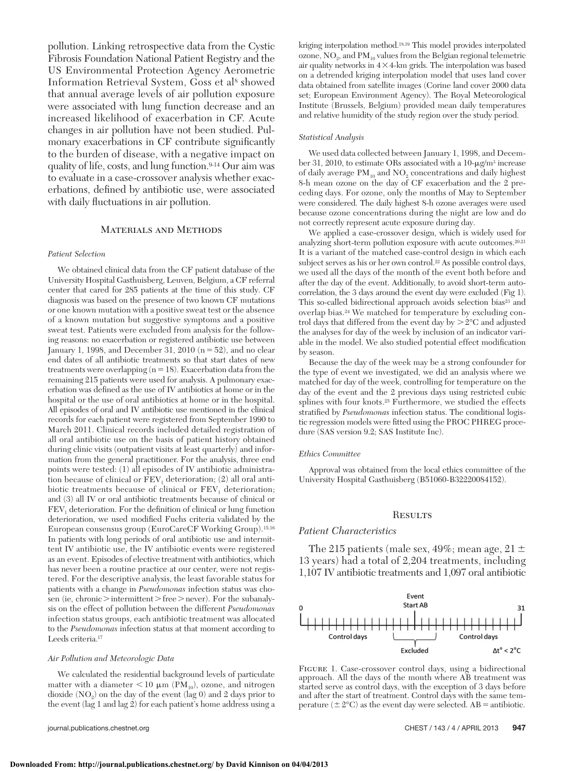pollution. Linking retrospective data from the Cystic Fibrosis Foundation National Patient Registry and the US Environmental Protection Agency Aerometric Information Retrieval System, Goss et al[8] showed that annual average levels of air pollution exposure were associated with lung function decrease and an increased likelihood of exacerbation in CF. Acute changes in air pollution have not been studied. Pulmonary exacerbations in CF contribute significantly to the burden of disease, with a negative impact on quality of life, costs, and lung function.[9-14] Our aim was to evaluate in a case-crossover analysis whether exacerbations, defined by antibiotic use, were associated with daily fluctuations in air pollution.

## Materials and Methods

### *Patient Selection*

We obtained clinical data from the CF patient database of the University Hospital Gasthuisberg, Leuven, Belgium, a CF referral center that cared for 285 patients at the time of this study. CF diagnosis was based on the presence of two known CF mutations or one known mutation with a positive sweat test or the absence of a known mutation but suggestive symptoms and a positive sweat test. Patients were excluded from analysis for the following reasons: no exacerbation or registered antibiotic use between January 1, 1998, and December 31, 2010 (n = 52), and no clear end dates of all antibiotic treatments so that start dates of new treatments were overlapping (n = 18). Exacerbation data from the remaining 215 patients were used for analysis. A pulmonary exacerbation was defined as the use of IV antibiotics at home or in the hospital or the use of oral antibiotics at home or in the hospital. All episodes of oral and IV antibiotic use mentioned in the clinical records for each patient were registered from September 1990 to March 2011. Clinical records included detailed registration of all oral antibiotic use on the basis of patient history obtained during clinic visits (outpatient visits at least quarterly) and information from the general practitioner. For the analysis, three end points were tested: (1) all episodes of IV antibiotic administration because of clinical or $FEV_1$ deterioration; (2) all oral antibiotic treatments because of clinical or $FEV_1$ deterioration; and (3) all IV or oral antibiotic treatments because of clinical or $FEV_1$ deterioration. For the definition of clinical or lung function deterioration, we used modified Fuchs criteria validated by the European consensus group (EuroCareCF Working Group).[15,16] In patients with long periods of oral antibiotic use and intermittent IV antibiotic use, the IV antibiotic events were registered as an event. Episodes of elective treatment with antibiotics, which has never been a routine practice at our center, were not registered. For the descriptive analysis, the least favorable status for patients with a change in *Pseudomonas* infection status was chosen (ie, chronic > intermittent > free > never). For the subanalysis on the effect of pollution between the different *Pseudomonas* infection status groups, each antibiotic treatment was allocated to the *Pseudomonas* infection status at that moment according to Leeds criteria.[17]

### *Air Pollution and Meteorologic Data*

We calculated the residential background levels of particulate matter with a diameter < 10 μm ($PM_{10}$), ozone, and nitrogen dioxide ($NO_2$) on the day of the event (lag 0) and 2 days prior to the event (lag 1 and lag 2) for each patient's home address using a kriging interpolation method.[18,19] This model provides interpolated ozone, $NO_2$, and $PM_{10}$ values from the Belgian regional telemetric air quality networks in 4 × 4-km grids. The interpolation was based on a detrended kriging interpolation model that uses land cover data obtained from satellite images (Corine land cover 2000 data set; European Environment Agency). The Royal Meteorological Institute (Brussels, Belgium) provided mean daily temperatures and relative humidity of the study region over the study period.

### *Statistical Analysis*

We used data collected between January 1, 1998, and December 31, 2010, to estimate ORs associated with a 10-μg/m³ increase of daily average $PM_{10}$ and $NO_2$ concentrations and daily highest 8-h mean ozone on the day of CF exacerbation and the 2 preceding days. For ozone, only the months of May to September were considered. The daily highest 8-h ozone averages were used because ozone concentrations during the night are low and do not correctly represent acute exposure during day.

We applied a case-crossover design, which is widely used for analyzing short-term pollution exposure with acute outcomes.[20,21] It is a variant of the matched case-control design in which each subject serves as his or her own control.[22] As possible control days, we used all the days of the month of the event both before and after the day of the event. Additionally, to avoid short-term autocorrelation, the 3 days around the event day were excluded (Fig 1). This so-called bidirectional approach avoids selection bias[23] and overlap bias.[24] We matched for temperature by excluding control days that differed from the event day by > 2°C and adjusted the analyses for day of the week by inclusion of an indicator variable in the model. We also studied potential effect modification by season.

Because the day of the week may be a strong confounder for the type of event we investigated, we did an analysis where we matched for day of the week, controlling for temperature on the day of the event and the 2 previous days using restricted cubic splines with four knots.[25] Furthermore, we studied the effects stratified by *Pseudomonas* infection status. The conditional logistic regression models were fitted using the PROC PHREG procedure (SAS version 9.2; SAS Institute Inc).

### *Ethics Committee*

Approval was obtained from the local ethics committee of the University Hospital Gasthuisberg (B51060-B32220084152).

## Results

### *Patient Characteristics*

The 215 patients (male sex, 49%; mean age, 21 ± 13 years) had a total of 2,204 treatments, including 1,107 IV antibiotic treatments and 1,097 oral antibiotic

Figure 1. Case-crossover control days, using a bidirectional approach. All the days of the month where AB treatment was started serve as control days, with the exception of 3 days before and after the start of treatment. Control days with the same temperature (± 2°C) as the event day were selected. AB = antibiotic.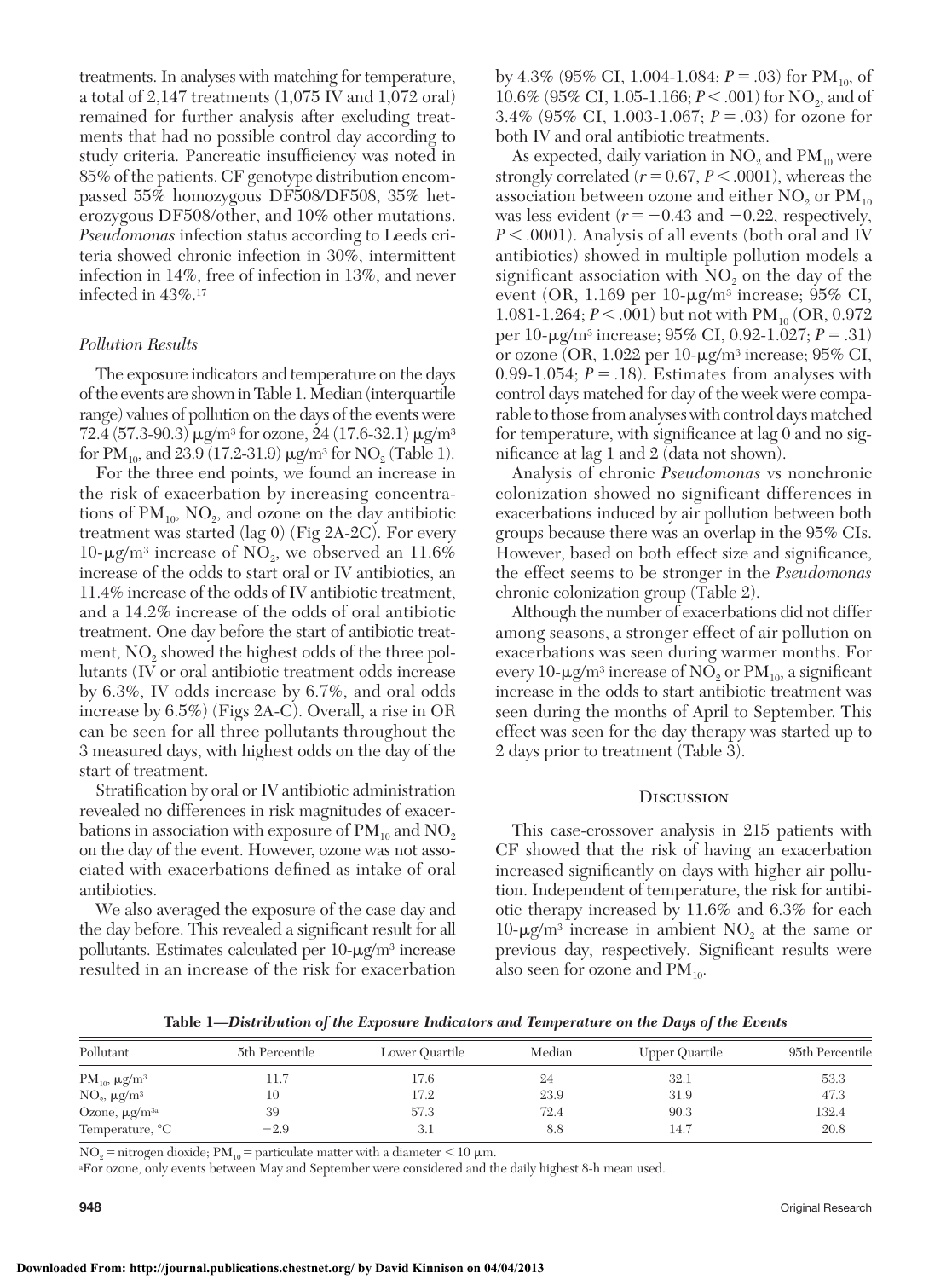treatments. In analyses with matching for temperature, a total of 2,147 treatments (1,075 IV and 1,072 oral) remained for further analysis after excluding treatments that had no possible control day according to study criteria. Pancreatic insufficiency was noted in 85% of the patients. CF genotype distribution encompassed 55% homozygous DF508/DF508, 35% heterozygous DF508/other, and 10% other mutations. *Pseudomonas* infection status according to Leeds criteria showed chronic infection in 30%, intermittent infection in 14%, free of infection in 13%, and never infected in 43%.[17]

### *Pollution Results*

The exposure indicators and temperature on the days of the events are shown in Table 1. Median (interquartile range) values of pollution on the days of the events were 72.4 (57.3-90.3) μg/m³ for ozone, 24 (17.6-32.1) μg/m³ for $PM_{10}$, and 23.9 (17.2-31.9) μg/m³ for $NO_2$ (Table 1).

For the three end points, we found an increase in the risk of exacerbation by increasing concentrations of $PM_{10}$, $NO_2$, and ozone on the day antibiotic treatment was started (lag 0) (Fig 2A-2C). For every 10-μg/m³ increase of $NO_2$, we observed an 11.6% increase of the odds to start oral or IV antibiotics, an 11.4% increase of the odds of IV antibiotic treatment, and a 14.2% increase of the odds of oral antibiotic treatment. One day before the start of antibiotic treatment, $NO_2$ showed the highest odds of the three pollutants (IV or oral antibiotic treatment odds increase by 6.3%, IV odds increase by 6.7%, and oral odds increase by 6.5%) (Figs 2A-C). Overall, a rise in OR can be seen for all three pollutants throughout the 3 measured days, with highest odds on the day of the start of treatment.

Stratification by oral or IV antibiotic administration revealed no differences in risk magnitudes of exacerbations in association with exposure of $PM_{10}$ and $NO_2$ on the day of the event. However, ozone was not associated with exacerbations defined as intake of oral antibiotics.

We also averaged the exposure of the case day and the day before. This revealed a significant result for all pollutants. Estimates calculated per 10-μg/m³ increase resulted in an increase of the risk for exacerbation by 4.3% (95% CI, 1.004-1.084; $P = .03$) for $PM_{10}$, of 10.6% (95% CI, 1.05-1.166; $P < .001$) for $NO_2$, and of 3.4% (95% CI, 1.003-1.067; $P = .03$) for ozone for both IV and oral antibiotic treatments.

As expected, daily variation in $NO_2$ and $PM_{10}$ were strongly correlated ($r = 0.67$, $P < .0001$), whereas the association between ozone and either $NO_2$ or $PM_{10}$ was less evident ($r = -0.43$ and $-0.22$, respectively, $P < .0001$). Analysis of all events (both oral and IV antibiotics) showed in multiple pollution models a significant association with $NO_2$ on the day of the event (OR, 1.169 per 10-μg/m³ increase; 95% CI, 1.081-1.264; $P < .001$) but not with $PM_{10}$ (OR, 0.972 per 10-μg/m³ increase; 95% CI, 0.92-1.027; $P = .31$) or ozone (OR, 1.022 per 10-μg/m³ increase; 95% CI, 0.99-1.054; $P = .18$). Estimates from analyses with control days matched for day of the week were comparable to those from analyses with control days matched for temperature, with significance at lag 0 and no significance at lag 1 and 2 (data not shown).

Analysis of chronic *Pseudomonas* vs nonchronic colonization showed no significant differences in exacerbations induced by air pollution between both groups because there was an overlap in the 95% CIs. However, based on both effect size and significance, the effect seems to be stronger in the *Pseudomonas* chronic colonization group (Table 2).

Although the number of exacerbations did not differ among seasons, a stronger effect of air pollution on exacerbations was seen during warmer months. For every 10-μg/m³ increase of $NO_2$ or $PM_{10}$, a significant increase in the odds to start antibiotic treatment was seen during the months of April to September. This effect was seen for the day therapy was started up to 2 days prior to treatment (Table 3).

## Discussion

This case-crossover analysis in 215 patients with CF showed that the risk of having an exacerbation increased significantly on days with higher air pollution. Independent of temperature, the risk for antibiotic therapy increased by 11.6% and 6.3% for each 10-μg/m³ increase in ambient $NO_2$ at the same or previous day, respectively. Significant results were also seen for ozone and $PM_{10}$.

**Table 1—*Distribution of the Exposure Indicators and Temperature on the Days of the Events***

| Pollutant | 5th Percentile | Lower Quartile | Median | Upper Quartile | 95th Percentile |
|---|---|---|---|---|---|
| $PM_{10}$, μg/m³ | 11.7 | 17.6 | 24 | 32.1 | 53.3 |
| $NO_2$, μg/m³ | 10 | 17.2 | 23.9 | 31.9 | 47.3 |
| Ozone, μg/m³[a] | 39 | 57.3 | 72.4 | 90.3 | 132.4 |
| Temperature, °C | −2.9 | 3.1 | 8.8 | 14.7 | 20.8 |

$NO_2$ = nitrogen dioxide; $PM_{10}$ = particulate matter with a diameter < 10 μm.

[a]For ozone, only events between May and September were considered and the daily highest 8-h mean used.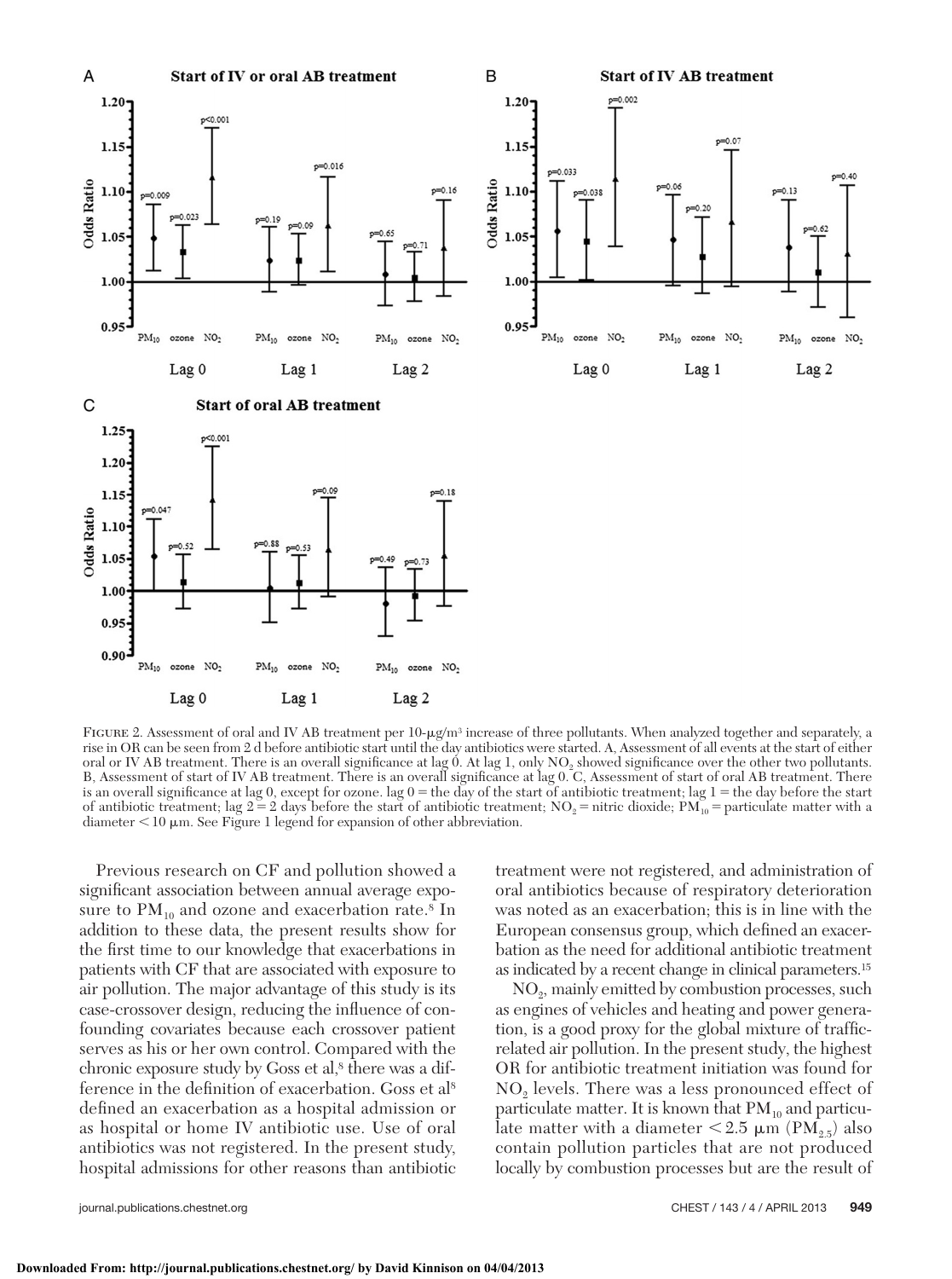FIGURE 2. Assessment of oral and IV AB treatment per 10-μg/m[3] increase of three pollutants. When analyzed together and separately, a rise in OR can be seen from 2 d before antibiotic start until the day antibiotics were started. A, Assessment of all events at the start of either oral or IV AB treatment. There is an overall significance at lag 0. At lag 1, only $NO_2$ showed significance over the other two pollutants. B, Assessment of start of IV AB treatment. There is an overall significance at lag 0. C, Assessment of start of oral AB treatment. There is an overall significance at lag 0, except for ozone. lag 0 = the day of the start of antibiotic treatment; lag 1 = the day before the start of antibiotic treatment; lag 2 = 2 days before the start of antibiotic treatment; $NO_2$ = nitric dioxide; $PM_{10}$ = particulate matter with a diameter < 10 μm. See Figure 1 legend for expansion of other abbreviation.

Previous research on CF and pollution showed a significant association between annual average exposure to $PM_{10}$ and ozone and exacerbation rate.[8] In addition to these data, the present results show for the first time to our knowledge that exacerbations in patients with CF that are associated with exposure to air pollution. The major advantage of this study is its case-crossover design, reducing the influence of confounding covariates because each crossover patient serves as his or her own control. Compared with the chronic exposure study by Goss et al,[8] there was a difference in the definition of exacerbation. Goss et al[8] defined an exacerbation as a hospital admission or as hospital or home IV antibiotic use. Use of oral antibiotics was not registered. In the present study, hospital admissions for other reasons than antibiotic treatment were not registered, and administration of oral antibiotics because of respiratory deterioration was noted as an exacerbation; this is in line with the European consensus group, which defined an exacerbation as the need for additional antibiotic treatment as indicated by a recent change in clinical parameters.[15]

$NO_2$, mainly emitted by combustion processes, such as engines of vehicles and heating and power generation, is a good proxy for the global mixture of traffic-related air pollution. In the present study, the highest OR for antibiotic treatment initiation was found for $NO_2$ levels. There was a less pronounced effect of particulate matter. It is known that $PM_{10}$ and particulate matter with a diameter < 2.5 μm ($PM_{2.5}$) also contain pollution particles that are not produced locally by combustion processes but are the result of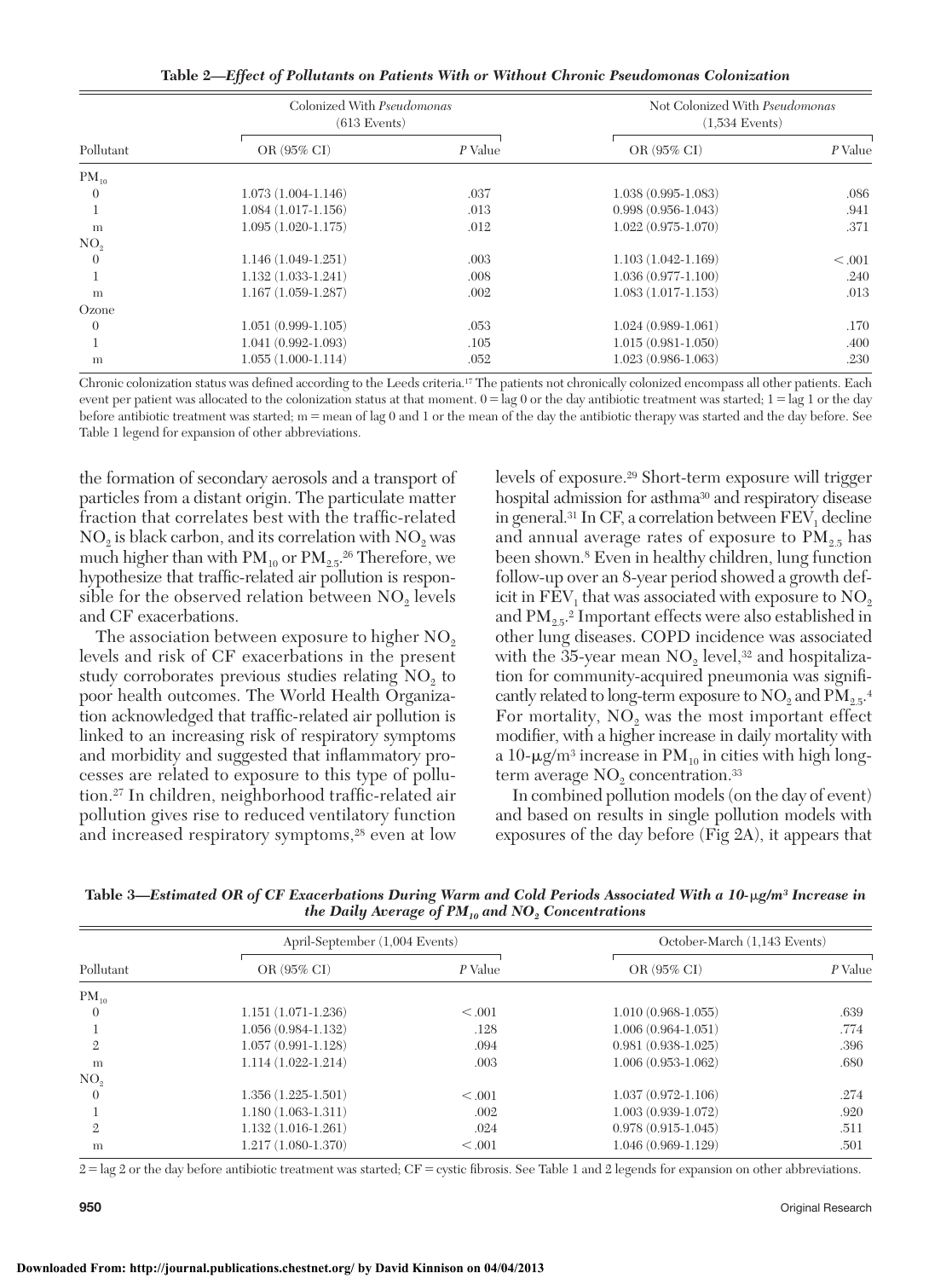**Table 2—*Effect of Pollutants on Patients With or Without Chronic Pseudomonas Colonization***

| Pollutant | Colonized With *Pseudomonas* (613 Events) | | Not Colonized With *Pseudomonas* (1,534 Events) | |
|---|---|---|---|---|
| | OR (95% CI) | *P* Value | OR (95% CI) | *P* Value |
| $PM_{10}$ | | | | |
| 0 | 1.073 (1.004-1.146) | .037 | 1.038 (0.995-1.083) | .086 |
| 1 | 1.084 (1.017-1.156) | .013 | 0.998 (0.956-1.043) | .941 |
| m | 1.095 (1.020-1.175) | .012 | 1.022 (0.975-1.070) | .371 |
| $NO_2$ | | | | |
| 0 | 1.146 (1.049-1.251) | .003 | 1.103 (1.042-1.169) | < .001 |
| 1 | 1.132 (1.033-1.241) | .008 | 1.036 (0.977-1.100) | .240 |
| m | 1.167 (1.059-1.287) | .002 | 1.083 (1.017-1.153) | .013 |
| Ozone | | | | |
| 0 | 1.051 (0.999-1.105) | .053 | 1.024 (0.989-1.061) | .170 |
| 1 | 1.041 (0.992-1.093) | .105 | 1.015 (0.981-1.050) | .400 |
| m | 1.055 (1.000-1.114) | .052 | 1.023 (0.986-1.063) | .230 |

Chronic colonization status was defined according to the Leeds criteria.[17] The patients not chronically colonized encompass all other patients. Each event per patient was allocated to the colonization status at that moment. 0 = lag 0 or the day antibiotic treatment was started; 1 = lag 1 or the day before antibiotic treatment was started; m = mean of lag 0 and 1 or the mean of the day the antibiotic therapy was started and the day before. See Table 1 legend for expansion of other abbreviations.

the formation of secondary aerosols and a transport of particles from a distant origin. The particulate matter fraction that correlates best with the traffic-related $NO_2$ is black carbon, and its correlation with $NO_2$ was much higher than with $PM_{10}$ or $PM_{2.5}$.[26] Therefore, we hypothesize that traffic-related air pollution is responsible for the observed relation between $NO_2$ levels and CF exacerbations.

The association between exposure to higher $NO_2$ levels and risk of CF exacerbations in the present study corroborates previous studies relating $NO_2$ to poor health outcomes. The World Health Organization acknowledged that traffic-related air pollution is linked to an increasing risk of respiratory symptoms and morbidity and suggested that inflammatory processes are related to exposure to this type of pollution.[27] In children, neighborhood traffic-related air pollution gives rise to reduced ventilatory function and increased respiratory symptoms,[28] even at low levels of exposure.[29] Short-term exposure will trigger hospital admission for asthma[30] and respiratory disease in general.[31] In CF, a correlation between $FEV_1$ decline and annual average rates of exposure to $PM_{2.5}$ has been shown.[8] Even in healthy children, lung function follow-up over an 8-year period showed a growth deficit in $FEV_1$ that was associated with exposure to $NO_2$ and $PM_{2.5}$.[2] Important effects were also established in other lung diseases. COPD incidence was associated with the 35-year mean $NO_2$ level,[32] and hospitalization for community-acquired pneumonia was significantly related to long-term exposure to $NO_2$ and $PM_{2.5}$.[4] For mortality, $NO_2$ was the most important effect modifier, with a higher increase in daily mortality with a 10-μg/m³ increase in $PM_{10}$ in cities with high long-term average $NO_2$ concentration.[33]

In combined pollution models (on the day of event) and based on results in single pollution models with exposures of the day before (Fig 2A), it appears that

**Table 3—*Estimated OR of CF Exacerbations During Warm and Cold Periods Associated With a 10-μg/m³ Increase in the Daily Average of $PM_{10}$ and $NO_2$ Concentrations***

| Pollutant | April-September (1,004 Events) | | October-March (1,143 Events) | |
|---|---|---|---|---|
| | OR (95% CI) | *P* Value | OR (95% CI) | *P* Value |
| $PM_{10}$ | | | | |
| 0 | 1.151 (1.071-1.236) | < .001 | 1.010 (0.968-1.055) | .639 |
| 1 | 1.056 (0.984-1.132) | .128 | 1.006 (0.964-1.051) | .774 |
| 2 | 1.057 (0.991-1.128) | .094 | 0.981 (0.938-1.025) | .396 |
| m | 1.114 (1.022-1.214) | .003 | 1.006 (0.953-1.062) | .680 |
| $NO_2$ | | | | |
| 0 | 1.356 (1.225-1.501) | < .001 | 1.037 (0.972-1.106) | .274 |
| 1 | 1.180 (1.063-1.311) | .002 | 1.003 (0.939-1.072) | .920 |
| 2 | 1.132 (1.016-1.261) | .024 | 0.978 (0.915-1.045) | .511 |
| m | 1.217 (1.080-1.370) | < .001 | 1.046 (0.969-1.129) | .501 |

2 = lag 2 or the day before antibiotic treatment was started; CF = cystic fibrosis. See Table 1 and 2 legends for expansion on other abbreviations.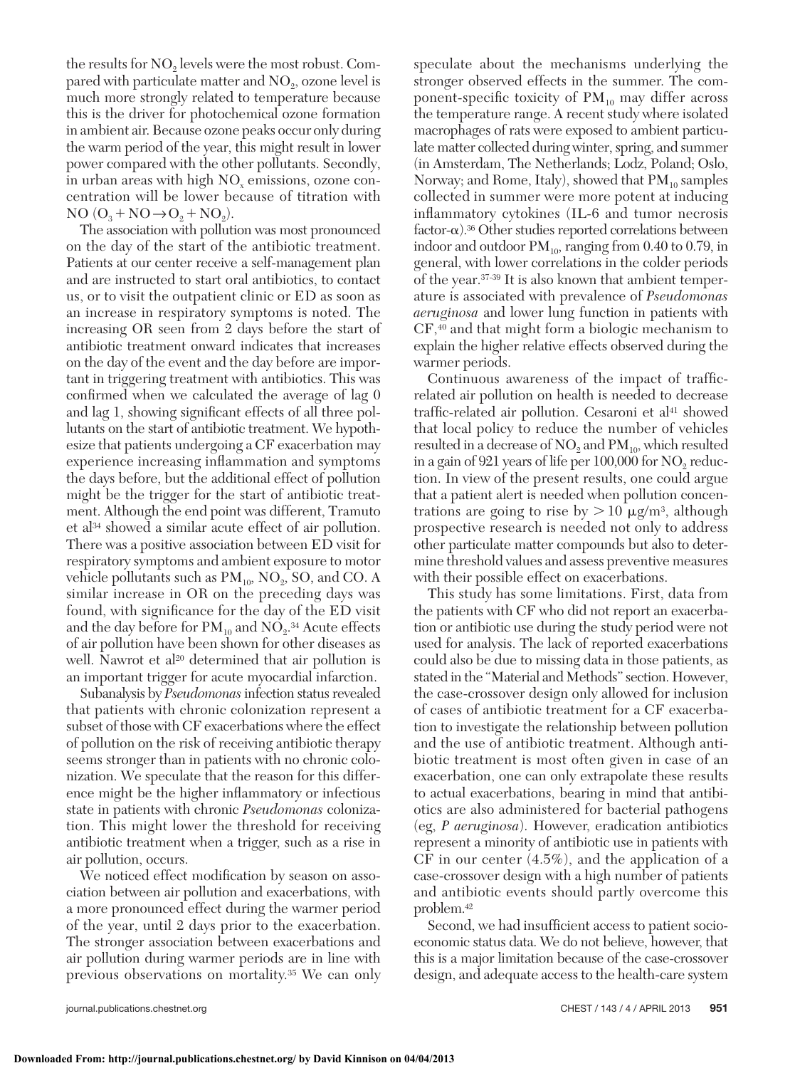the results for $NO_2$ levels were the most robust. Compared with particulate matter and $NO_2$, ozone level is much more strongly related to temperature because this is the driver for photochemical ozone formation in ambient air. Because ozone peaks occur only during the warm period of the year, this might result in lower power compared with the other pollutants. Secondly, in urban areas with high $NO_x$ emissions, ozone concentration will be lower because of titration with NO ($O_3 + NO \rightarrow O_2 + NO_2$).

The association with pollution was most pronounced on the day of the start of the antibiotic treatment. Patients at our center receive a self-management plan and are instructed to start oral antibiotics, to contact us, or to visit the outpatient clinic or ED as soon as an increase in respiratory symptoms is noted. The increasing OR seen from 2 days before the start of antibiotic treatment onward indicates that increases on the day of the event and the day before are important in triggering treatment with antibiotics. This was confirmed when we calculated the average of lag 0 and lag 1, showing significant effects of all three pollutants on the start of antibiotic treatment. We hypothesize that patients undergoing a CF exacerbation may experience increasing inflammation and symptoms the days before, but the additional effect of pollution might be the trigger for the start of antibiotic treatment. Although the end point was different, Tramuto et al[34] showed a similar acute effect of air pollution. There was a positive association between ED visit for respiratory symptoms and ambient exposure to motor vehicle pollutants such as $PM_{10}$, $NO_2$, SO, and CO. A similar increase in OR on the preceding days was found, with significance for the day of the ED visit and the day before for $PM_{10}$ and $NO_2$.[34] Acute effects of air pollution have been shown for other diseases as well. Nawrot et al[20] determined that air pollution is an important trigger for acute myocardial infarction.

Subanalysis by *Pseudomonas* infection status revealed that patients with chronic colonization represent a subset of those with CF exacerbations where the effect of pollution on the risk of receiving antibiotic therapy seems stronger than in patients with no chronic colonization. We speculate that the reason for this difference might be the higher inflammatory or infectious state in patients with chronic *Pseudomonas* colonization. This might lower the threshold for receiving antibiotic treatment when a trigger, such as a rise in air pollution, occurs.

We noticed effect modification by season on association between air pollution and exacerbations, with a more pronounced effect during the warmer period of the year, until 2 days prior to the exacerbation. The stronger association between exacerbations and air pollution during warmer periods are in line with previous observations on mortality.[35] We can only speculate about the mechanisms underlying the stronger observed effects in the summer. The component-specific toxicity of $PM_{10}$ may differ across the temperature range. A recent study where isolated macrophages of rats were exposed to ambient particulate matter collected during winter, spring, and summer (in Amsterdam, The Netherlands; Lodz, Poland; Oslo, Norway; and Rome, Italy), showed that $PM_{10}$ samples collected in summer were more potent at inducing inflammatory cytokines (IL-6 and tumor necrosis factor-$\alpha$).[36] Other studies reported correlations between indoor and outdoor $PM_{10}$, ranging from 0.40 to 0.79, in general, with lower correlations in the colder periods of the year.[37-39] It is also known that ambient temperature is associated with prevalence of *Pseudomonas aeruginosa* and lower lung function in patients with CF,[40] and that might form a biologic mechanism to explain the higher relative effects observed during the warmer periods.

Continuous awareness of the impact of traffic-related air pollution on health is needed to decrease traffic-related air pollution. Cesaroni et al[41] showed that local policy to reduce the number of vehicles resulted in a decrease of $NO_2$ and $PM_{10}$, which resulted in a gain of 921 years of life per 100,000 for $NO_2$ reduction. In view of the present results, one could argue that a patient alert is needed when pollution concentrations are going to rise by $> 10\ \mu g/m^3$, although prospective research is needed not only to address other particulate matter compounds but also to determine threshold values and assess preventive measures with their possible effect on exacerbations.

This study has some limitations. First, data from the patients with CF who did not report an exacerbation or antibiotic use during the study period were not used for analysis. The lack of reported exacerbations could also be due to missing data in those patients, as stated in the "Material and Methods" section. However, the case-crossover design only allowed for inclusion of cases of antibiotic treatment for a CF exacerbation to investigate the relationship between pollution and the use of antibiotic treatment. Although antibiotic treatment is most often given in case of an exacerbation, one can only extrapolate these results to actual exacerbations, bearing in mind that antibiotics are also administered for bacterial pathogens (eg, *P aeruginosa*). However, eradication antibiotics represent a minority of antibiotic use in patients with CF in our center (4.5%), and the application of a case-crossover design with a high number of patients and antibiotic events should partly overcome this problem.[42]

Second, we had insufficient access to patient socioeconomic status data. We do not believe, however, that this is a major limitation because of the case-crossover design, and adequate access to the health-care system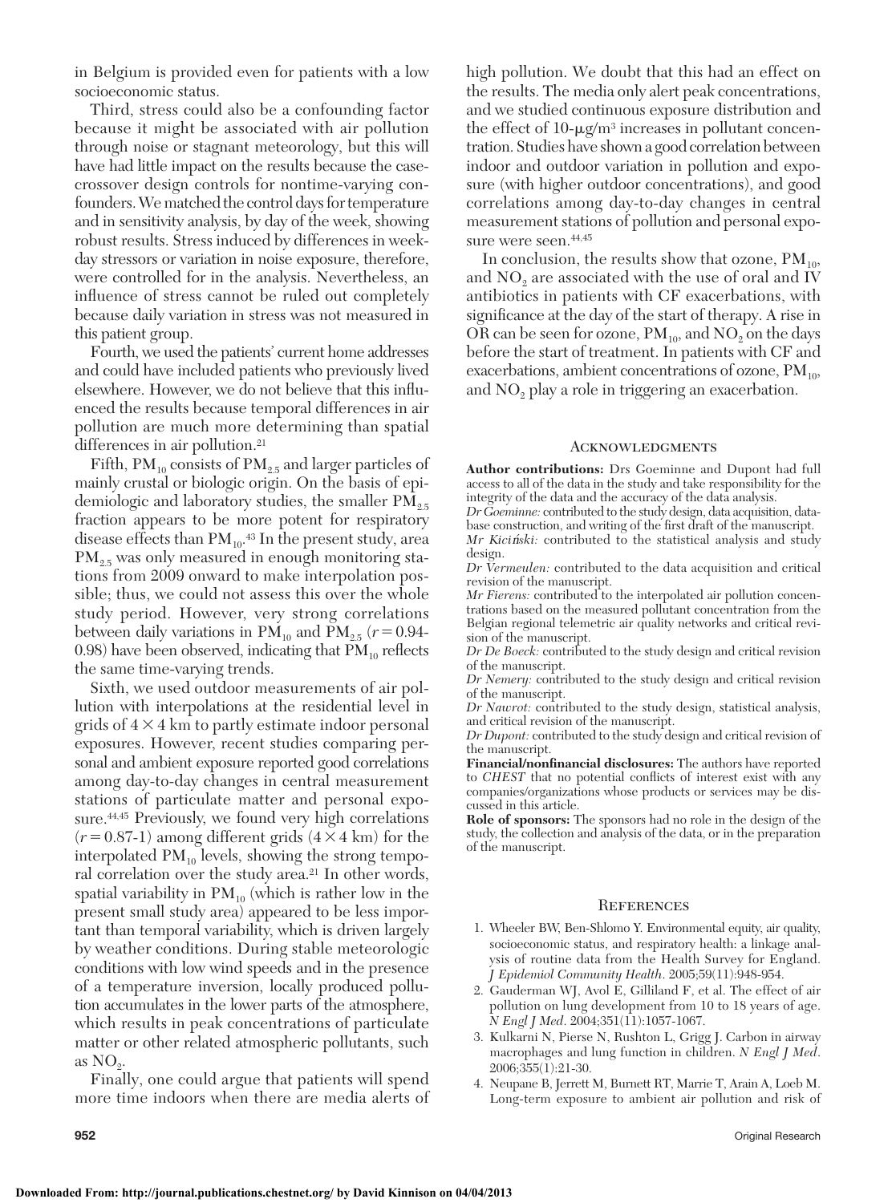in Belgium is provided even for patients with a low socioeconomic status.

Third, stress could also be a confounding factor because it might be associated with air pollution through noise or stagnant meteorology, but this will have had little impact on the results because the case-crossover design controls for nontime-varying confounders. We matched the control days for temperature and in sensitivity analysis, by day of the week, showing robust results. Stress induced by differences in weekday stressors or variation in noise exposure, therefore, were controlled for in the analysis. Nevertheless, an influence of stress cannot be ruled out completely because daily variation in stress was not measured in this patient group.

Fourth, we used the patients' current home addresses and could have included patients who previously lived elsewhere. However, we do not believe that this influenced the results because temporal differences in air pollution are much more determining than spatial differences in air pollution.[21]

Fifth, $PM_{10}$ consists of $PM_{2.5}$ and larger particles of mainly crustal or biologic origin. On the basis of epidemiologic and laboratory studies, the smaller $PM_{2.5}$ fraction appears to be more potent for respiratory disease effects than $PM_{10}$.[43] In the present study, area $PM_{2.5}$ was only measured in enough monitoring stations from 2009 onward to make interpolation possible; thus, we could not assess this over the whole study period. However, very strong correlations between daily variations in $PM_{10}$ and $PM_{2.5}$ ($r = 0.94$-$0.98$) have been observed, indicating that $PM_{10}$ reflects the same time-varying trends.

Sixth, we used outdoor measurements of air pollution with interpolations at the residential level in grids of $4 \times 4$ km to partly estimate indoor personal exposures. However, recent studies comparing personal and ambient exposure reported good correlations among day-to-day changes in central measurement stations of particulate matter and personal exposure.[44,45] Previously, we found very high correlations ($r = 0.87$-$1$) among different grids ($4 \times 4$ km) for the interpolated $PM_{10}$ levels, showing the strong temporal correlation over the study area.[21] In other words, spatial variability in $PM_{10}$ (which is rather low in the present small study area) appeared to be less important than temporal variability, which is driven largely by weather conditions. During stable meteorologic conditions with low wind speeds and in the presence of a temperature inversion, locally produced pollution accumulates in the lower parts of the atmosphere, which results in peak concentrations of particulate matter or other related atmospheric pollutants, such as $NO_2$.

Finally, one could argue that patients will spend more time indoors when there are media alerts of high pollution. We doubt that this had an effect on the results. The media only alert peak concentrations, and we studied continuous exposure distribution and the effect of 10-μg/m³ increases in pollutant concentration. Studies have shown a good correlation between indoor and outdoor variation in pollution and exposure (with higher outdoor concentrations), and good correlations among day-to-day changes in central measurement stations of pollution and personal exposure were seen.[44,45]

In conclusion, the results show that ozone, $PM_{10}$, and $NO_2$ are associated with the use of oral and IV antibiotics in patients with CF exacerbations, with significance at the day of the start of therapy. A rise in OR can be seen for ozone, $PM_{10}$, and $NO_2$ on the days before the start of treatment. In patients with CF and exacerbations, ambient concentrations of ozone, $PM_{10}$, and $NO_2$ play a role in triggering an exacerbation.

## Acknowledgments

**Author contributions:** Drs Goeminne and Dupont had full access to all of the data in the study and take responsibility for the integrity of the data and the accuracy of the data analysis.

*Dr Goeminne:* contributed to the study design, data acquisition, database construction, and writing of the first draft of the manuscript.

*Mr Kiciński:* contributed to the statistical analysis and study design.

*Dr Vermeulen:* contributed to the data acquisition and critical revision of the manuscript.

*Mr Fierens:* contributed to the interpolated air pollution concentrations based on the measured pollutant concentration from the Belgian regional telemetric air quality networks and critical revision of the manuscript.

*Dr De Boeck:* contributed to the study design and critical revision of the manuscript.

*Dr Nemery:* contributed to the study design and critical revision of the manuscript.

*Dr Nawrot:* contributed to the study design, statistical analysis, and critical revision of the manuscript.

*Dr Dupont:* contributed to the study design and critical revision of the manuscript.

**Financial/nonfinancial disclosures:** The authors have reported to *CHEST* that no potential conflicts of interest exist with any companies/organizations whose products or services may be discussed in this article.

**Role of sponsors:** The sponsors had no role in the design of the study, the collection and analysis of the data, or in the preparation of the manuscript.

## References

1. Wheeler BW, Ben-Shlomo Y. Environmental equity, air quality, socioeconomic status, and respiratory health: a linkage analysis of routine data from the Health Survey for England. *J Epidemiol Community Health*. 2005;59(11):948-954.
2. Gauderman WJ, Avol E, Gilliland F, et al. The effect of air pollution on lung development from 10 to 18 years of age. *N Engl J Med*. 2004;351(11):1057-1067.
3. Kulkarni N, Pierse N, Rushton L, Grigg J. Carbon in airway macrophages and lung function in children. *N Engl J Med*. 2006;355(1):21-30.
4. Neupane B, Jerrett M, Burnett RT, Marrie T, Arain A, Loeb M. Long-term exposure to ambient air pollution and risk of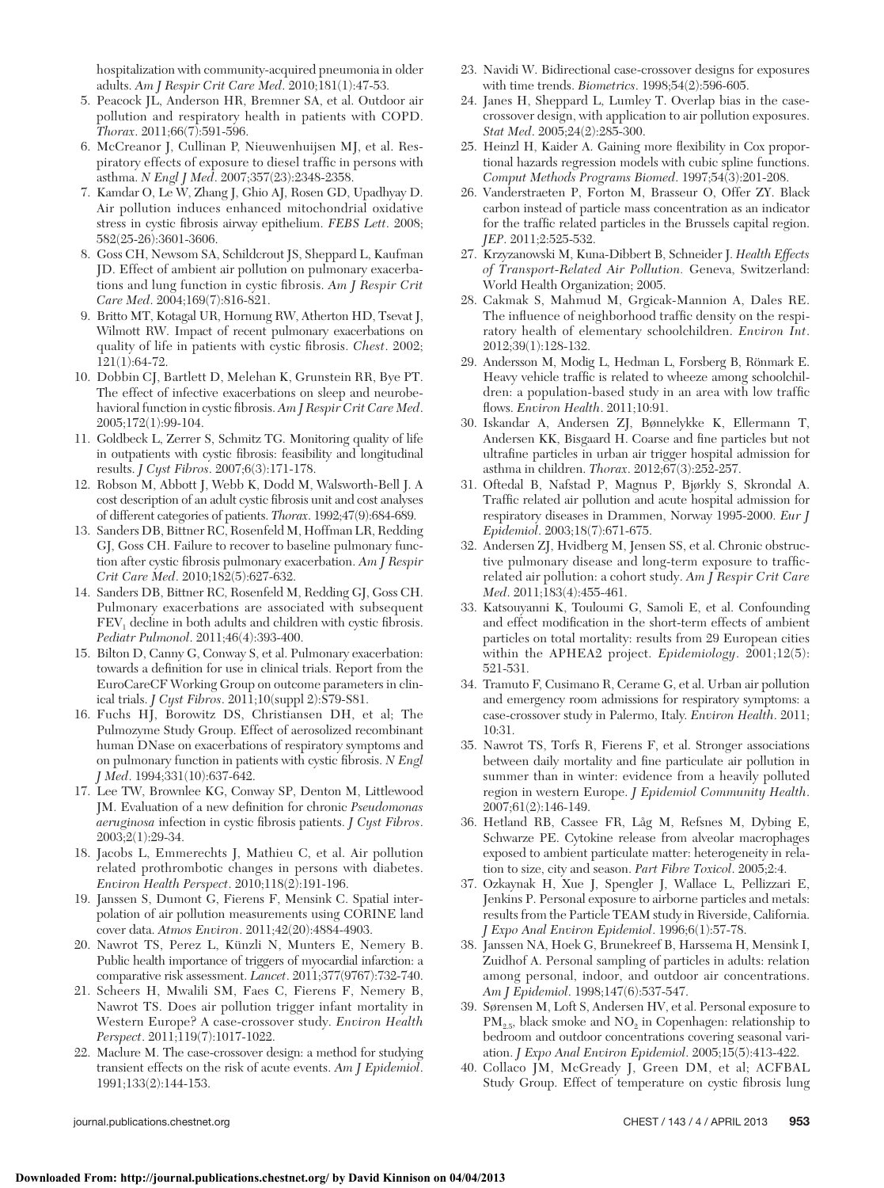hospitalization with community-acquired pneumonia in older adults. *Am J Respir Crit Care Med*. 2010;181(1):47-53.

5. Peacock JL, Anderson HR, Bremner SA, et al. Outdoor air pollution and respiratory health in patients with COPD. *Thorax*. 2011;66(7):591-596.
6. McCreanor J, Cullinan P, Nieuwenhuijsen MJ, et al. Respiratory effects of exposure to diesel traffic in persons with asthma. *N Engl J Med*. 2007;357(23):2348-2358.
7. Kamdar O, Le W, Zhang J, Ghio AJ, Rosen GD, Upadhyay D. Air pollution induces enhanced mitochondrial oxidative stress in cystic fibrosis airway epithelium. *FEBS Lett*. 2008; 582(25-26):3601-3606.
8. Goss CH, Newsom SA, Schildcrout JS, Sheppard L, Kaufman JD. Effect of ambient air pollution on pulmonary exacerbations and lung function in cystic fibrosis. *Am J Respir Crit Care Med*. 2004;169(7):816-821.
9. Britto MT, Kotagal UR, Hornung RW, Atherton HD, Tsevat J, Wilmott RW. Impact of recent pulmonary exacerbations on quality of life in patients with cystic fibrosis. *Chest*. 2002; 121(1):64-72.
10. Dobbin CJ, Bartlett D, Melehan K, Grunstein RR, Bye PT. The effect of infective exacerbations on sleep and neurobehavioral function in cystic fibrosis. *Am J Respir Crit Care Med*. 2005;172(1):99-104.
11. Goldbeck L, Zerrer S, Schmitz TG. Monitoring quality of life in outpatients with cystic fibrosis: feasibility and longitudinal results. *J Cyst Fibros*. 2007;6(3):171-178.
12. Robson M, Abbott J, Webb K, Dodd M, Walsworth-Bell J. A cost description of an adult cystic fibrosis unit and cost analyses of different categories of patients. *Thorax*. 1992;47(9):684-689.
13. Sanders DB, Bittner RC, Rosenfeld M, Hoffman LR, Redding GJ, Goss CH. Failure to recover to baseline pulmonary function after cystic fibrosis pulmonary exacerbation. *Am J Respir Crit Care Med*. 2010;182(5):627-632.
14. Sanders DB, Bittner RC, Rosenfeld M, Redding GJ, Goss CH. Pulmonary exacerbations are associated with subsequent $FEV_1$ decline in both adults and children with cystic fibrosis. *Pediatr Pulmonol*. 2011;46(4):393-400.
15. Bilton D, Canny G, Conway S, et al. Pulmonary exacerbation: towards a definition for use in clinical trials. Report from the EuroCareCF Working Group on outcome parameters in clinical trials. *J Cyst Fibros*. 2011;10(suppl 2):S79-S81.
16. Fuchs HJ, Borowitz DS, Christiansen DH, et al; The Pulmozyme Study Group. Effect of aerosolized recombinant human DNase on exacerbations of respiratory symptoms and on pulmonary function in patients with cystic fibrosis. *N Engl J Med*. 1994;331(10):637-642.
17. Lee TW, Brownlee KG, Conway SP, Denton M, Littlewood JM. Evaluation of a new definition for chronic *Pseudomonas aeruginosa* infection in cystic fibrosis patients. *J Cyst Fibros*. 2003;2(1):29-34.
18. Jacobs L, Emmerechts J, Mathieu C, et al. Air pollution related prothrombotic changes in persons with diabetes. *Environ Health Perspect*. 2010;118(2):191-196.
19. Janssen S, Dumont G, Fierens F, Mensink C. Spatial interpolation of air pollution measurements using CORINE land cover data. *Atmos Environ*. 2011;42(20):4884-4903.
20. Nawrot TS, Perez L, Künzli N, Munters E, Nemery B. Public health importance of triggers of myocardial infarction: a comparative risk assessment. *Lancet*. 2011;377(9767):732-740.
21. Scheers H, Mwalili SM, Faes C, Fierens F, Nemery B, Nawrot TS. Does air pollution trigger infant mortality in Western Europe? A case-crossover study. *Environ Health Perspect*. 2011;119(7):1017-1022.
22. Maclure M. The case-crossover design: a method for studying transient effects on the risk of acute events. *Am J Epidemiol*. 1991;133(2):144-153.
23. Navidi W. Bidirectional case-crossover designs for exposures with time trends. *Biometrics*. 1998;54(2):596-605.
24. Janes H, Sheppard L, Lumley T. Overlap bias in the case-crossover design, with application to air pollution exposures. *Stat Med*. 2005;24(2):285-300.
25. Heinzl H, Kaider A. Gaining more flexibility in Cox proportional hazards regression models with cubic spline functions. *Comput Methods Programs Biomed*. 1997;54(3):201-208.
26. Vanderstraeten P, Forton M, Brasseur O, Offer ZY. Black carbon instead of particle mass concentration as an indicator for the traffic related particles in the Brussels capital region. *JEP*. 2011;2:525-532.
27. Krzyzanowski M, Kuna-Dibbert B, Schneider J. *Health Effects of Transport-Related Air Pollution*. Geneva, Switzerland: World Health Organization; 2005.
28. Cakmak S, Mahmud M, Grgicak-Mannion A, Dales RE. The influence of neighborhood traffic density on the respiratory health of elementary schoolchildren. *Environ Int*. 2012;39(1):128-132.
29. Andersson M, Modig L, Hedman L, Forsberg B, Rönmark E. Heavy vehicle traffic is related to wheeze among schoolchildren: a population-based study in an area with low traffic flows. *Environ Health*. 2011;10:91.
30. Iskandar A, Andersen ZJ, Bønnelykke K, Ellermann T, Andersen KK, Bisgaard H. Coarse and fine particles but not ultrafine particles in urban air trigger hospital admission for asthma in children. *Thorax*. 2012;67(3):252-257.
31. Oftedal B, Nafstad P, Magnus P, Bjørkly S, Skrondal A. Traffic related air pollution and acute hospital admission for respiratory diseases in Drammen, Norway 1995-2000. *Eur J Epidemiol*. 2003;18(7):671-675.
32. Andersen ZJ, Hvidberg M, Jensen SS, et al. Chronic obstructive pulmonary disease and long-term exposure to traffic-related air pollution: a cohort study. *Am J Respir Crit Care Med*. 2011;183(4):455-461.
33. Katsouyanni K, Touloumi G, Samoli E, et al. Confounding and effect modification in the short-term effects of ambient particles on total mortality: results from 29 European cities within the APHEA2 project. *Epidemiology*. 2001;12(5): 521-531.
34. Tramuto F, Cusimano R, Cerame G, et al. Urban air pollution and emergency room admissions for respiratory symptoms: a case-crossover study in Palermo, Italy. *Environ Health*. 2011; 10:31.
35. Nawrot TS, Torfs R, Fierens F, et al. Stronger associations between daily mortality and fine particulate air pollution in summer than in winter: evidence from a heavily polluted region in western Europe. *J Epidemiol Community Health*. 2007;61(2):146-149.
36. Hetland RB, Cassee FR, Låg M, Refsnes M, Dybing E, Schwarze PE. Cytokine release from alveolar macrophages exposed to ambient particulate matter: heterogeneity in relation to size, city and season. *Part Fibre Toxicol*. 2005;2:4.
37. Ozkaynak H, Xue J, Spengler J, Wallace L, Pellizzari E, Jenkins P. Personal exposure to airborne particles and metals: results from the Particle TEAM study in Riverside, California. *J Expo Anal Environ Epidemiol*. 1996;6(1):57-78.
38. Janssen NA, Hoek G, Brunekreef B, Harssema H, Mensink I, Zuidhof A. Personal sampling of particles in adults: relation among personal, indoor, and outdoor air concentrations. *Am J Epidemiol*. 1998;147(6):537-547.
39. Sørensen M, Loft S, Andersen HV, et al. Personal exposure to $PM_{2.5}$, black smoke and $NO_2$ in Copenhagen: relationship to bedroom and outdoor concentrations covering seasonal variation. *J Expo Anal Environ Epidemiol*. 2005;15(5):413-422.
40. Collaco JM, McGready J, Green DM, et al; ACFBAL Study Group. Effect of temperature on cystic fibrosis lung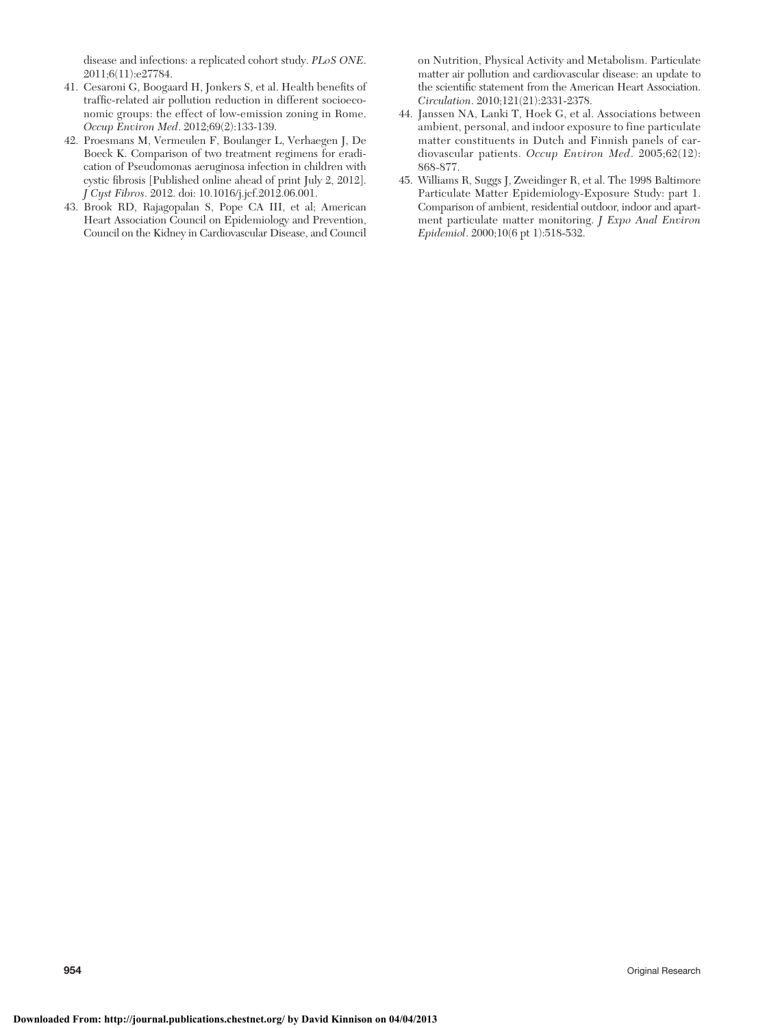disease and infections: a replicated cohort study. *PLoS ONE*. 2011;6(11):e27784.

41. Cesaroni G, Boogaard H, Jonkers S, et al. Health benefits of traffic-related air pollution reduction in different socioeconomic groups: the effect of low-emission zoning in Rome. *Occup Environ Med*. 2012;69(2):133-139.
42. Proesmans M, Vermeulen F, Boulanger L, Verhaegen J, De Boeck K. Comparison of two treatment regimens for eradication of Pseudomonas aeruginosa infection in children with cystic fibrosis [Published online ahead of print July 2, 2012]. *J Cyst Fibros*. 2012. doi: 10.1016/j.jcf.2012.06.001.
43. Brook RD, Rajagopalan S, Pope CA III, et al; American Heart Association Council on Epidemiology and Prevention, Council on the Kidney in Cardiovascular Disease, and Council on Nutrition, Physical Activity and Metabolism. Particulate matter air pollution and cardiovascular disease: an update to the scientific statement from the American Heart Association. *Circulation*. 2010;121(21):2331-2378.
44. Janssen NA, Lanki T, Hoek G, et al. Associations between ambient, personal, and indoor exposure to fine particulate matter constituents in Dutch and Finnish panels of cardiovascular patients. *Occup Environ Med*. 2005;62(12):868-877.
45. Williams R, Suggs J, Zweidinger R, et al. The 1998 Baltimore Particulate Matter Epidemiology-Exposure Study: part 1. Comparison of ambient, residential outdoor, indoor and apartment particulate matter monitoring. *J Expo Anal Environ Epidemiol*. 2000;10(6 pt 1):518-532.